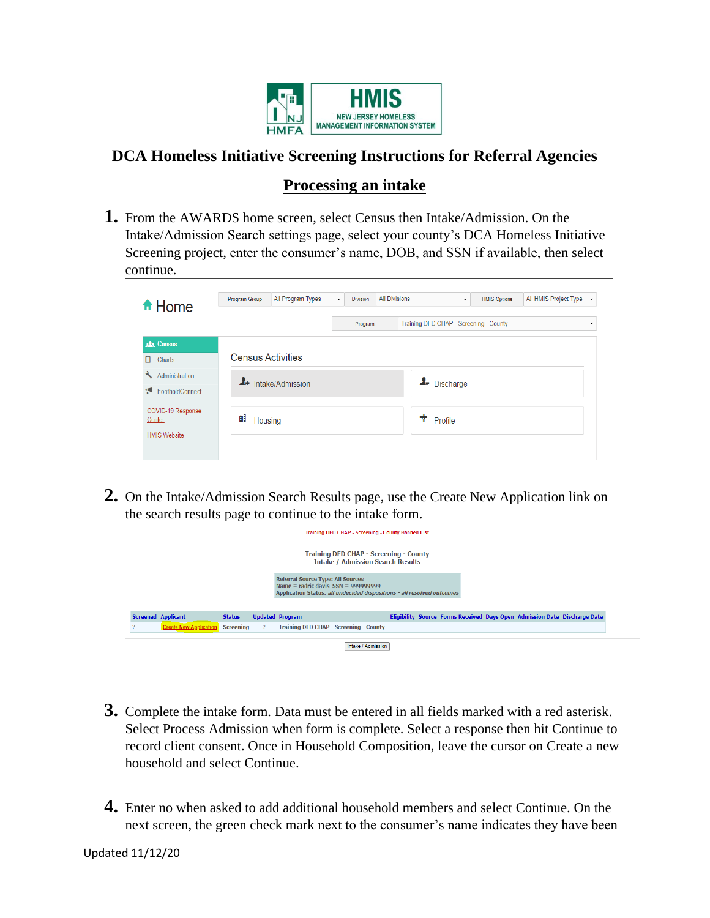# DCA Homeless Initiative Screening Instructions for Referral Agencies

## Processing an intake

1. From the AWARDS home screen, select Census then Intake/Admission. On the Intake/Admission Search settings page, select your county's DCA Homeless Initiative Screening project, enter the consumer's name, DOB, and SSN if available, then select continue.

2. On the Intake/Admission Search Results page, use the Create New Application link on the search results page to continue to the intake form.

3. Complete the intake form. Data must be entered in all fields marked with a red asterisk. Select Process Admission when form is complete. Select a response then hit Continue to record client consent. Once in Household Composition, leave the cursor on Create a new household and select Continue.

4. Enter no when asked to add additional household members and select Continue. On the next screen, the green check mark next to the consumer's name indicates they have been

Updated 11/12/20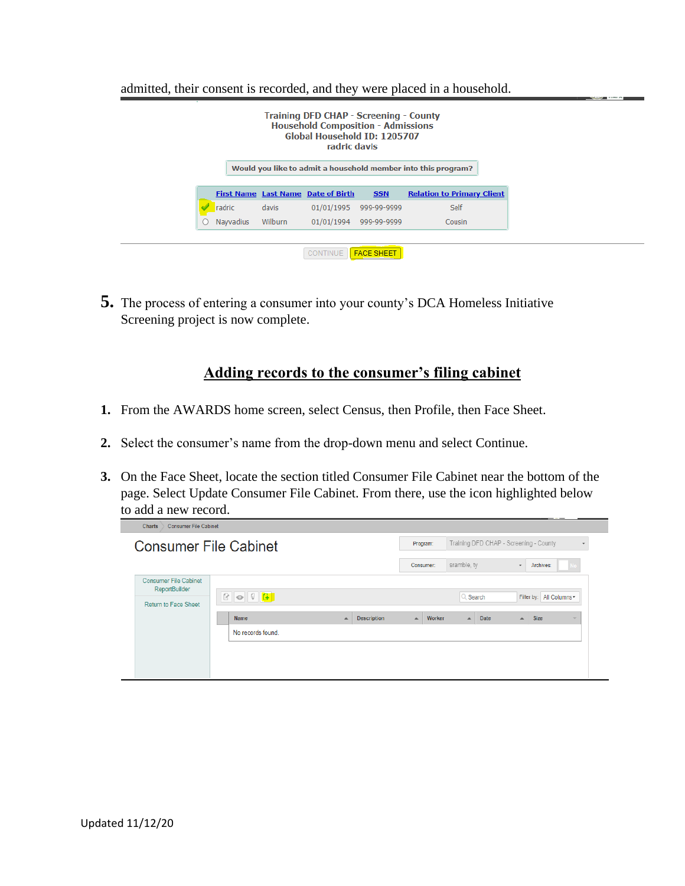admitted, their consent is recorded, and they were placed in a household.

Training DFD CHAP - Screening - County
Household Composition - Admissions
Global Household ID: 1205707
radric davis

Would you like to admit a household member into this program?

| | First Name | Last Name | Date of Birth | SSN | Relation to Primary Client |
|---|---|---|---|---|---|
| ✔ | radric | davis | 01/01/1995 | 999-99-9999 | Self |
| ○ | Nayvadius | Wilburn | 01/01/1994 | 999-99-9999 | Cousin |

CONTINUE FACE SHEET

5. The process of entering a consumer into your county's DCA Homeless Initiative Screening project is now complete.

## Adding records to the consumer's filing cabinet

1. From the AWARDS home screen, select Census, then Profile, then Face Sheet.

2. Select the consumer's name from the drop-down menu and select Continue.

3. On the Face Sheet, locate the section titled Consumer File Cabinet near the bottom of the page. Select Update Consumer File Cabinet. From there, use the icon highlighted below to add a new record.

Charts > Consumer File Cabinet

Consumer File Cabinet

Program: Training DFD CHAP - Screening - County

Consumer: sramble, ty    Archives: No

Consumer File Cabinet ReportBuilder

Return to Face Sheet

Search    Filter by: All Columns

| Name | Description | Worker | Date | Size |
|---|---|---|---|---|
| No records found. | | | | |

Updated 11/12/20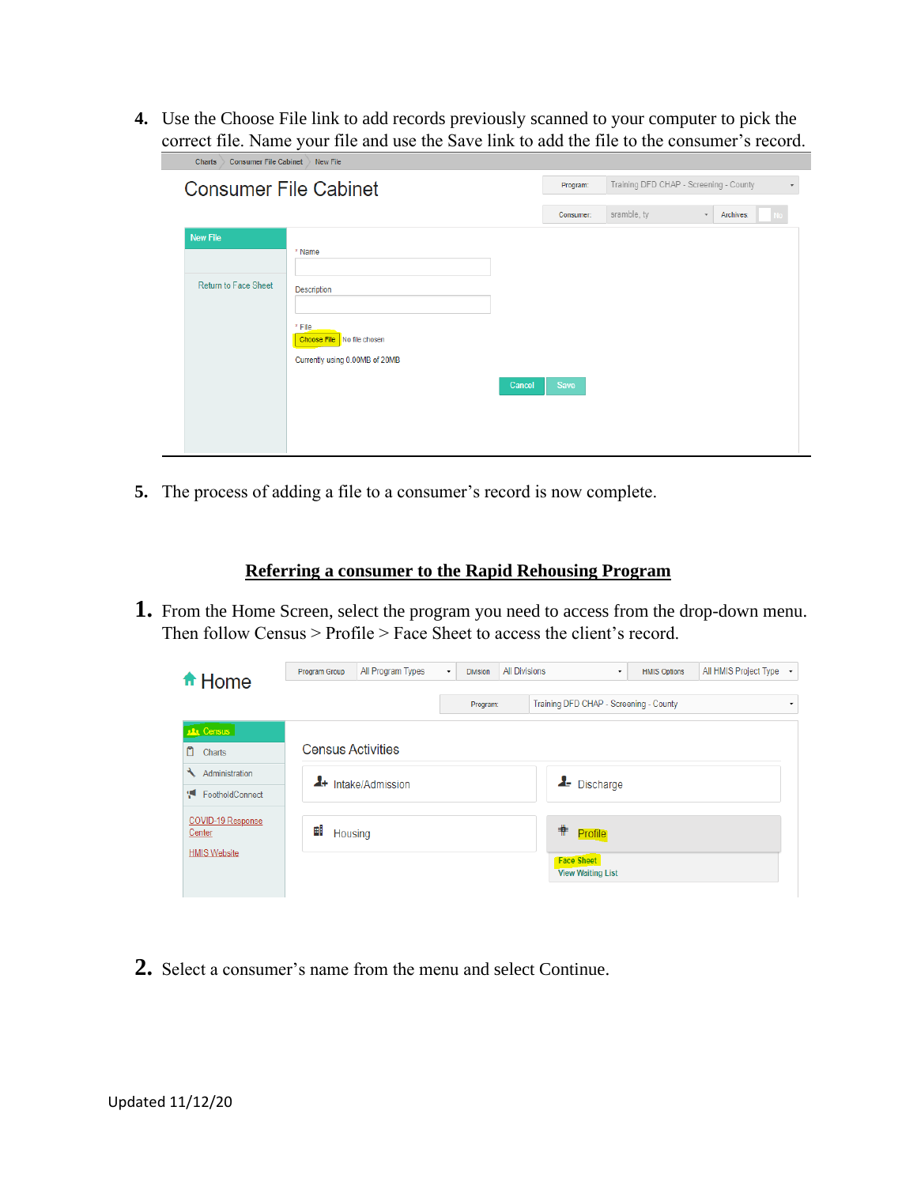4. Use the Choose File link to add records previously scanned to your computer to pick the correct file. Name your file and use the Save link to add the file to the consumer's record.

5. The process of adding a file to a consumer's record is now complete.

## Referring a consumer to the Rapid Rehousing Program

1. From the Home Screen, select the program you need to access from the drop-down menu. Then follow Census > Profile > Face Sheet to access the client's record.

2. Select a consumer's name from the menu and select Continue.

Updated 11/12/20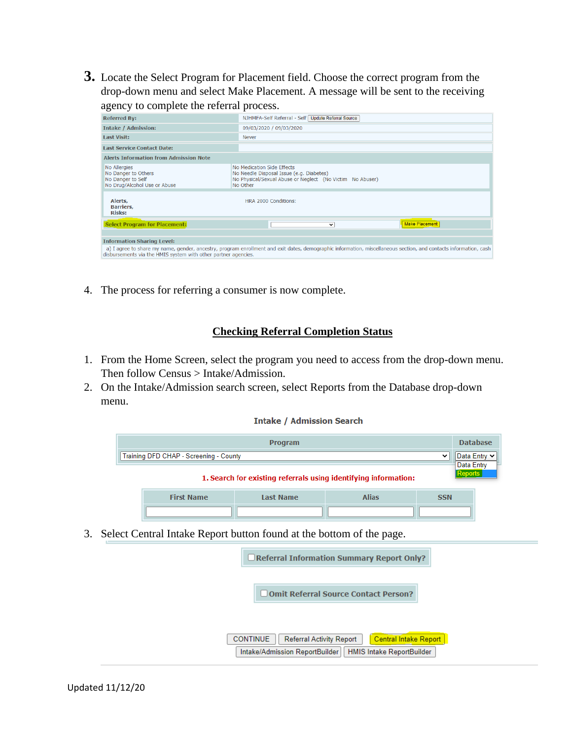3. Locate the Select Program for Placement field. Choose the correct program from the drop-down menu and select Make Placement. A message will be sent to the receiving agency to complete the referral process.

| Referred By: | NJHMFA-Self Referral - Self [Update Referral Source] |
|---|---|
| Intake / Admission: | 09/03/2020 / 09/03/2020 |
| Last Visit: | Never |
| Last Service Contact Date: | |

**Alerts Information from Admission Note**

| | |
|---|---|
| No Allergies<br>No Danger to Others<br>No Danger to Self<br>No Drug/Alcohol Use or Abuse | No Medication Side Effects<br>No Needle Disposal Issue (e.g. Diabetes)<br>No Physical/Sexual Abuse or Neglect (No Victim No Abuser)<br>No Other |
| Alerts, Barriers, Risks: | HRA 2000 Conditions: |

Select Program for Placement: [ ] [Make Placement]

**Information Sharing Level:**
a) I agree to share my name, gender, ancestry, program enrollment and exit dates, demographic information, miscellaneous section, and contacts information, cash disbursements via the HMIS system with other partner agencies.

4. The process for referring a consumer is now complete.

## Checking Referral Completion Status

1. From the Home Screen, select the program you need to access from the drop-down menu. Then follow Census > Intake/Admission.
2. On the Intake/Admission search screen, select Reports from the Database drop-down menu.

**Intake / Admission Search**

| Program | Database |
|---|---|
| Training DFD CHAP - Screening - County | Data Entry / Reports |

1. Search for existing referrals using identifying information:

| First Name | Last Name | Alias | SSN |
|---|---|---|---|
| | | | |

3. Select Central Intake Report button found at the bottom of the page.

☐ Referral Information Summary Report Only?

☐ Omit Referral Source Contact Person?

[CONTINUE] [Referral Activity Report] [Central Intake Report]
[Intake/Admission ReportBuilder] [HMIS Intake ReportBuilder]

Updated 11/12/20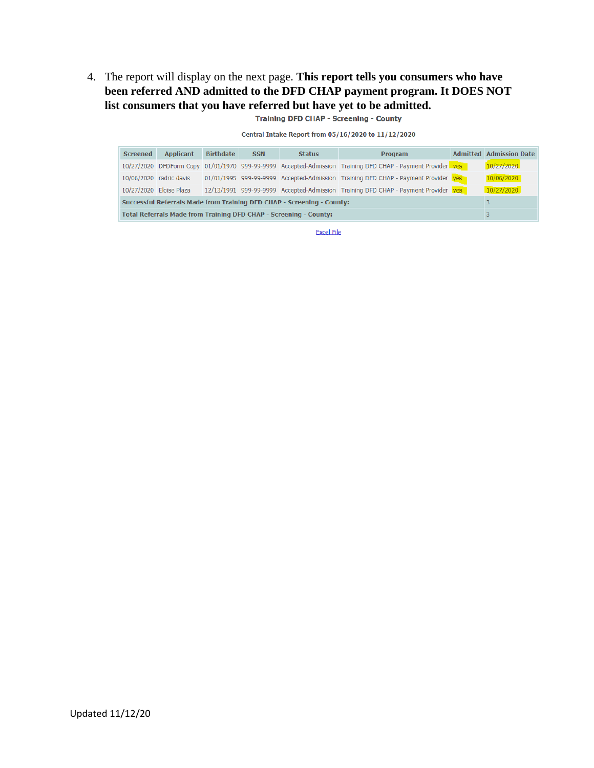4. The report will display on the next page. **This report tells you consumers who have been referred AND admitted to the DFD CHAP payment program. It DOES NOT list consumers that you have referred but have yet to be admitted.**

**Training DFD CHAP - Screening - County**

**Central Intake Report from 05/16/2020 to 11/12/2020**

| Screened | Applicant | Birthdate | SSN | Status | Program | Admitted | Admission Date |
|---|---|---|---|---|---|---|---|
| 10/27/2020 | DFDForm Copy | 01/01/1970 | 999-99-9999 | Accepted-Admission | Training DFD CHAP - Payment Provider | yes | 10/27/2020 |
| 10/06/2020 | radric davis | 01/01/1995 | 999-99-9999 | Accepted-Admission | Training DFD CHAP - Payment Provider | yes | 10/06/2020 |
| 10/27/2020 | Eloise Plaza | 12/13/1991 | 999-99-9999 | Accepted-Admission | Training DFD CHAP - Payment Provider | yes | 10/27/2020 |
| **Successful Referrals Made from Training DFD CHAP - Screening - County:** | | | | | | | 3 |
| **Total Referrals Made from Training DFD CHAP - Screening - County:** | | | | | | | 3 |

Excel File

Updated 11/12/20